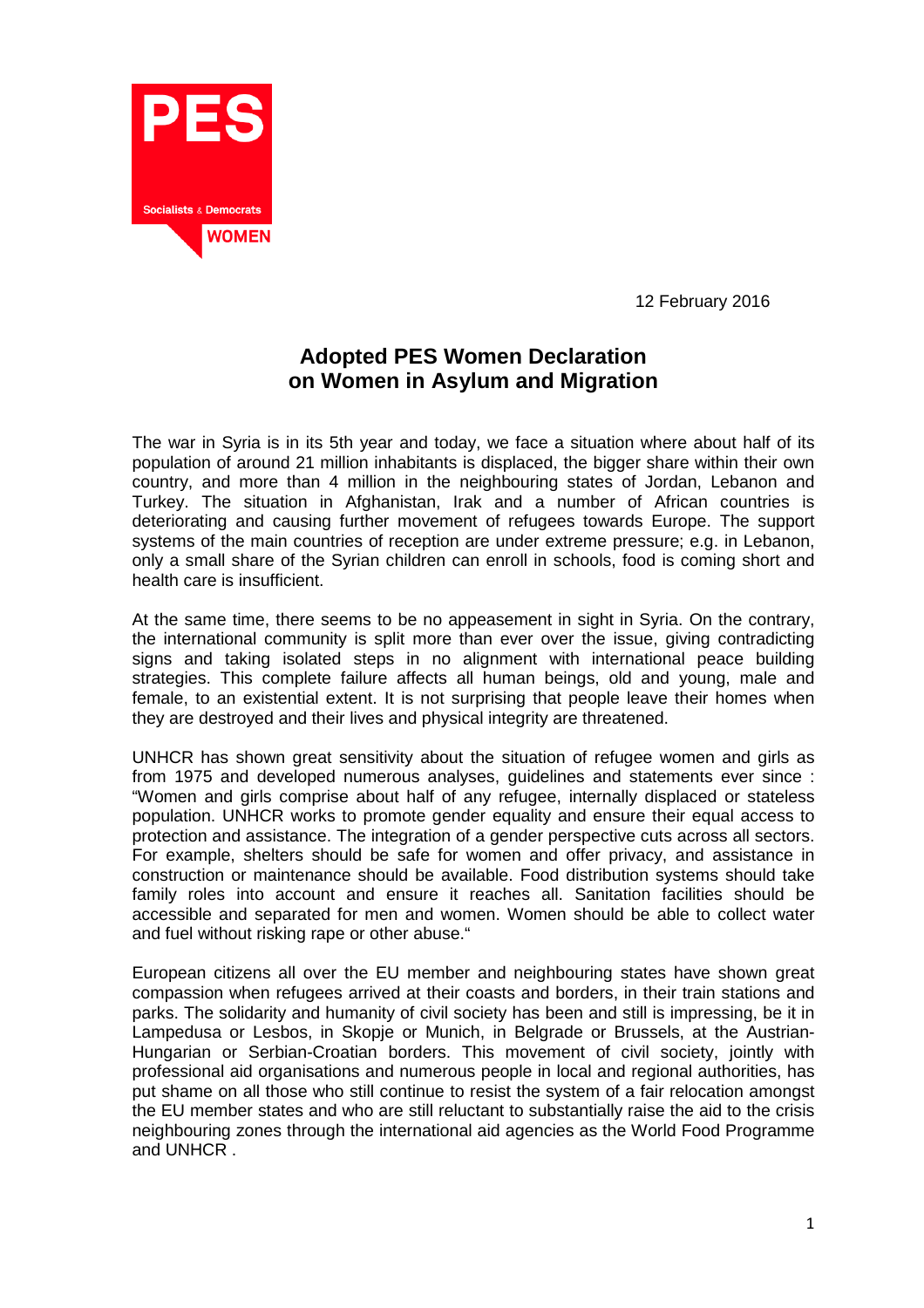PES

Socialists & Democrats

WOMEN

12 February 2016

# Adopted PES Women Declaration on Women in Asylum and Migration

The war in Syria is in its 5th year and today, we face a situation where about half of its population of around 21 million inhabitants is displaced, the bigger share within their own country, and more than 4 million in the neighbouring states of Jordan, Lebanon and Turkey. The situation in Afghanistan, Irak and a number of African countries is deteriorating and causing further movement of refugees towards Europe. The support systems of the main countries of reception are under extreme pressure; e.g. in Lebanon, only a small share of the Syrian children can enroll in schools, food is coming short and health care is insufficient.

At the same time, there seems to be no appeasement in sight in Syria. On the contrary, the international community is split more than ever over the issue, giving contradicting signs and taking isolated steps in no alignment with international peace building strategies. This complete failure affects all human beings, old and young, male and female, to an existential extent. It is not surprising that people leave their homes when they are destroyed and their lives and physical integrity are threatened.

UNHCR has shown great sensitivity about the situation of refugee women and girls as from 1975 and developed numerous analyses, guidelines and statements ever since : "Women and girls comprise about half of any refugee, internally displaced or stateless population. UNHCR works to promote gender equality and ensure their equal access to protection and assistance. The integration of a gender perspective cuts across all sectors. For example, shelters should be safe for women and offer privacy, and assistance in construction or maintenance should be available. Food distribution systems should take family roles into account and ensure it reaches all. Sanitation facilities should be accessible and separated for men and women. Women should be able to collect water and fuel without risking rape or other abuse."

European citizens all over the EU member and neighbouring states have shown great compassion when refugees arrived at their coasts and borders, in their train stations and parks. The solidarity and humanity of civil society has been and still is impressing, be it in Lampedusa or Lesbos, in Skopje or Munich, in Belgrade or Brussels, at the Austrian-Hungarian or Serbian-Croatian borders. This movement of civil society, jointly with professional aid organisations and numerous people in local and regional authorities, has put shame on all those who still continue to resist the system of a fair relocation amongst the EU member states and who are still reluctant to substantially raise the aid to the crisis neighbouring zones through the international aid agencies as the World Food Programme and UNHCR .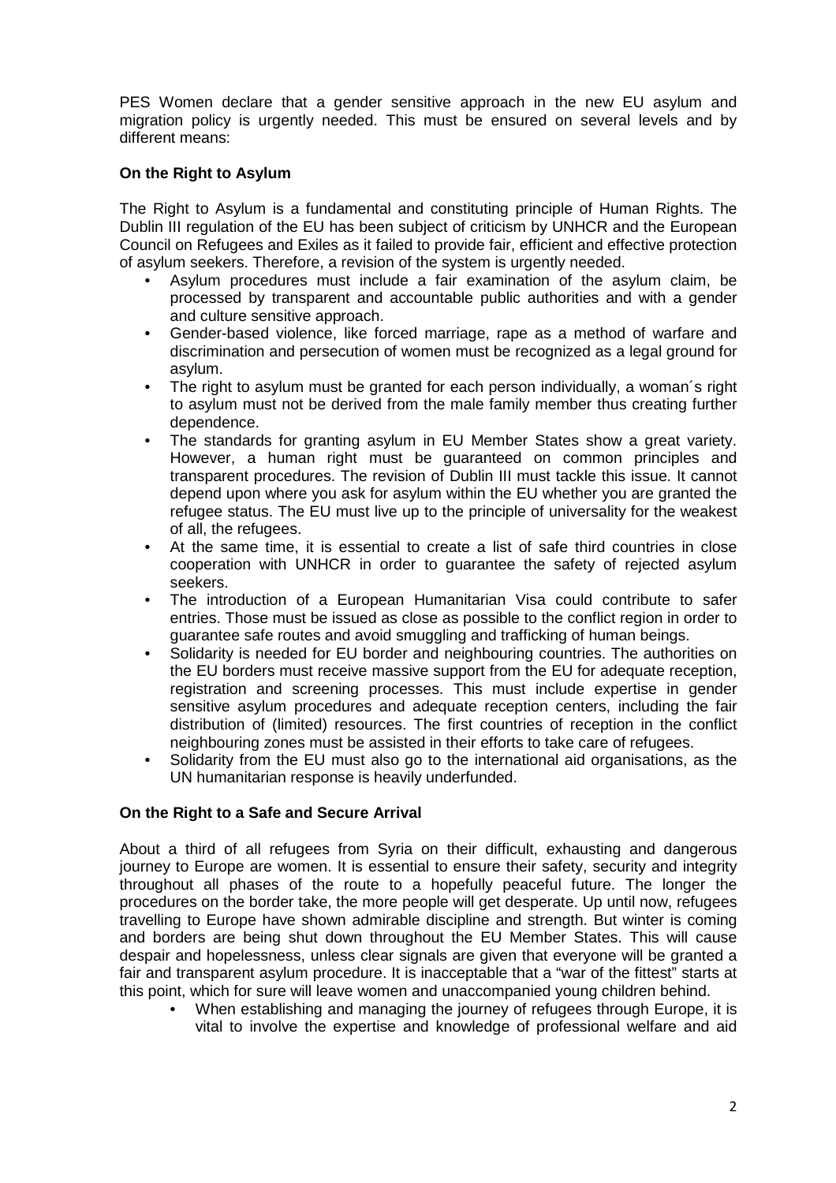PES Women declare that a gender sensitive approach in the new EU asylum and migration policy is urgently needed. This must be ensured on several levels and by different means:

**On the Right to Asylum**

The Right to Asylum is a fundamental and constituting principle of Human Rights. The Dublin III regulation of the EU has been subject of criticism by UNHCR and the European Council on Refugees and Exiles as it failed to provide fair, efficient and effective protection of asylum seekers. Therefore, a revision of the system is urgently needed.

- Asylum procedures must include a fair examination of the asylum claim, be processed by transparent and accountable public authorities and with a gender and culture sensitive approach.
- Gender-based violence, like forced marriage, rape as a method of warfare and discrimination and persecution of women must be recognized as a legal ground for asylum.
- The right to asylum must be granted for each person individually, a woman´s right to asylum must not be derived from the male family member thus creating further dependence.
- The standards for granting asylum in EU Member States show a great variety. However, a human right must be guaranteed on common principles and transparent procedures. The revision of Dublin III must tackle this issue. It cannot depend upon where you ask for asylum within the EU whether you are granted the refugee status. The EU must live up to the principle of universality for the weakest of all, the refugees.
- At the same time, it is essential to create a list of safe third countries in close cooperation with UNHCR in order to guarantee the safety of rejected asylum seekers.
- The introduction of a European Humanitarian Visa could contribute to safer entries. Those must be issued as close as possible to the conflict region in order to guarantee safe routes and avoid smuggling and trafficking of human beings.
- Solidarity is needed for EU border and neighbouring countries. The authorities on the EU borders must receive massive support from the EU for adequate reception, registration and screening processes. This must include expertise in gender sensitive asylum procedures and adequate reception centers, including the fair distribution of (limited) resources. The first countries of reception in the conflict neighbouring zones must be assisted in their efforts to take care of refugees.
- Solidarity from the EU must also go to the international aid organisations, as the UN humanitarian response is heavily underfunded.

**On the Right to a Safe and Secure Arrival**

About a third of all refugees from Syria on their difficult, exhausting and dangerous journey to Europe are women. It is essential to ensure their safety, security and integrity throughout all phases of the route to a hopefully peaceful future. The longer the procedures on the border take, the more people will get desperate. Up until now, refugees travelling to Europe have shown admirable discipline and strength. But winter is coming and borders are being shut down throughout the EU Member States. This will cause despair and hopelessness, unless clear signals are given that everyone will be granted a fair and transparent asylum procedure. It is inacceptable that a "war of the fittest" starts at this point, which for sure will leave women and unaccompanied young children behind.

- When establishing and managing the journey of refugees through Europe, it is vital to involve the expertise and knowledge of professional welfare and aid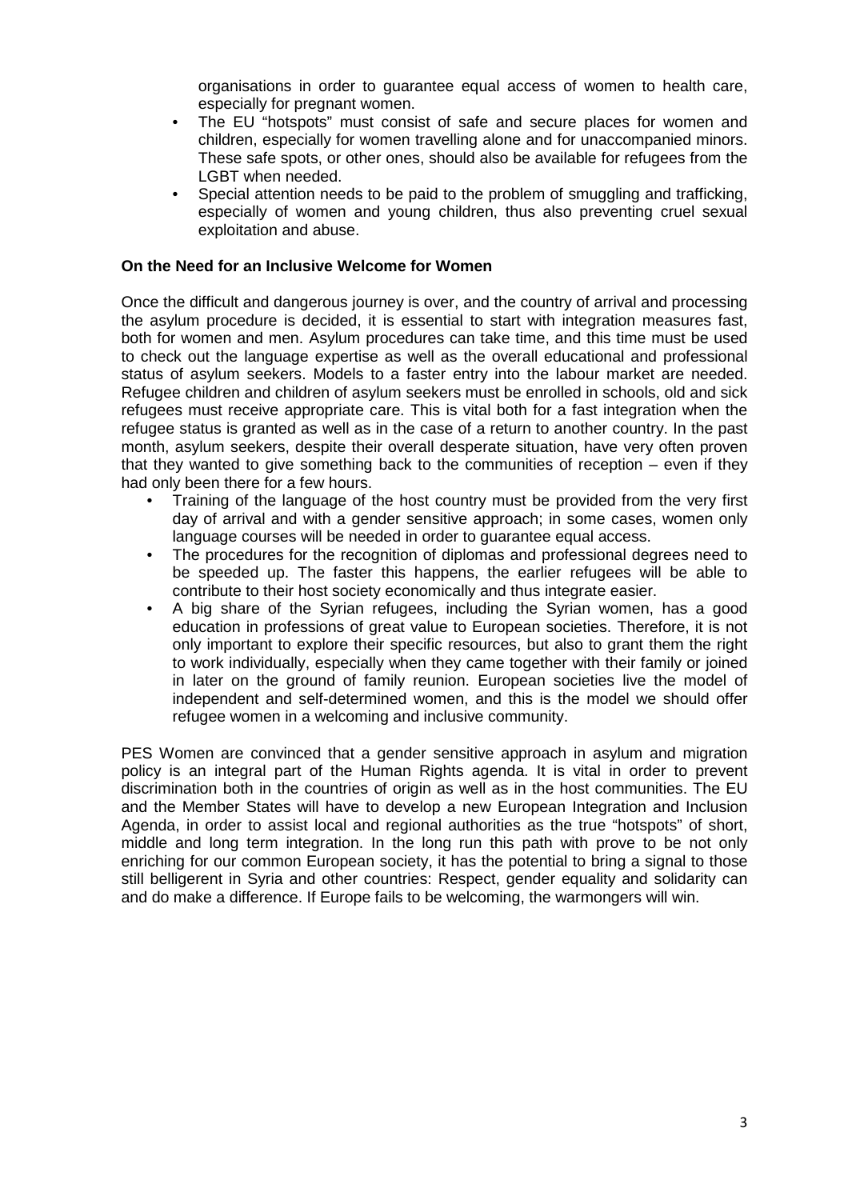organisations in order to guarantee equal access of women to health care, especially for pregnant women.

- The EU "hotspots" must consist of safe and secure places for women and children, especially for women travelling alone and for unaccompanied minors. These safe spots, or other ones, should also be available for refugees from the LGBT when needed.
- Special attention needs to be paid to the problem of smuggling and trafficking, especially of women and young children, thus also preventing cruel sexual exploitation and abuse.

**On the Need for an Inclusive Welcome for Women**

Once the difficult and dangerous journey is over, and the country of arrival and processing the asylum procedure is decided, it is essential to start with integration measures fast, both for women and men. Asylum procedures can take time, and this time must be used to check out the language expertise as well as the overall educational and professional status of asylum seekers. Models to a faster entry into the labour market are needed. Refugee children and children of asylum seekers must be enrolled in schools, old and sick refugees must receive appropriate care. This is vital both for a fast integration when the refugee status is granted as well as in the case of a return to another country. In the past month, asylum seekers, despite their overall desperate situation, have very often proven that they wanted to give something back to the communities of reception – even if they had only been there for a few hours.

- Training of the language of the host country must be provided from the very first day of arrival and with a gender sensitive approach; in some cases, women only language courses will be needed in order to guarantee equal access.
- The procedures for the recognition of diplomas and professional degrees need to be speeded up. The faster this happens, the earlier refugees will be able to contribute to their host society economically and thus integrate easier.
- A big share of the Syrian refugees, including the Syrian women, has a good education in professions of great value to European societies. Therefore, it is not only important to explore their specific resources, but also to grant them the right to work individually, especially when they came together with their family or joined in later on the ground of family reunion. European societies live the model of independent and self-determined women, and this is the model we should offer refugee women in a welcoming and inclusive community.

PES Women are convinced that a gender sensitive approach in asylum and migration policy is an integral part of the Human Rights agenda. It is vital in order to prevent discrimination both in the countries of origin as well as in the host communities. The EU and the Member States will have to develop a new European Integration and Inclusion Agenda, in order to assist local and regional authorities as the true "hotspots" of short, middle and long term integration. In the long run this path with prove to be not only enriching for our common European society, it has the potential to bring a signal to those still belligerent in Syria and other countries: Respect, gender equality and solidarity can and do make a difference. If Europe fails to be welcoming, the warmongers will win.